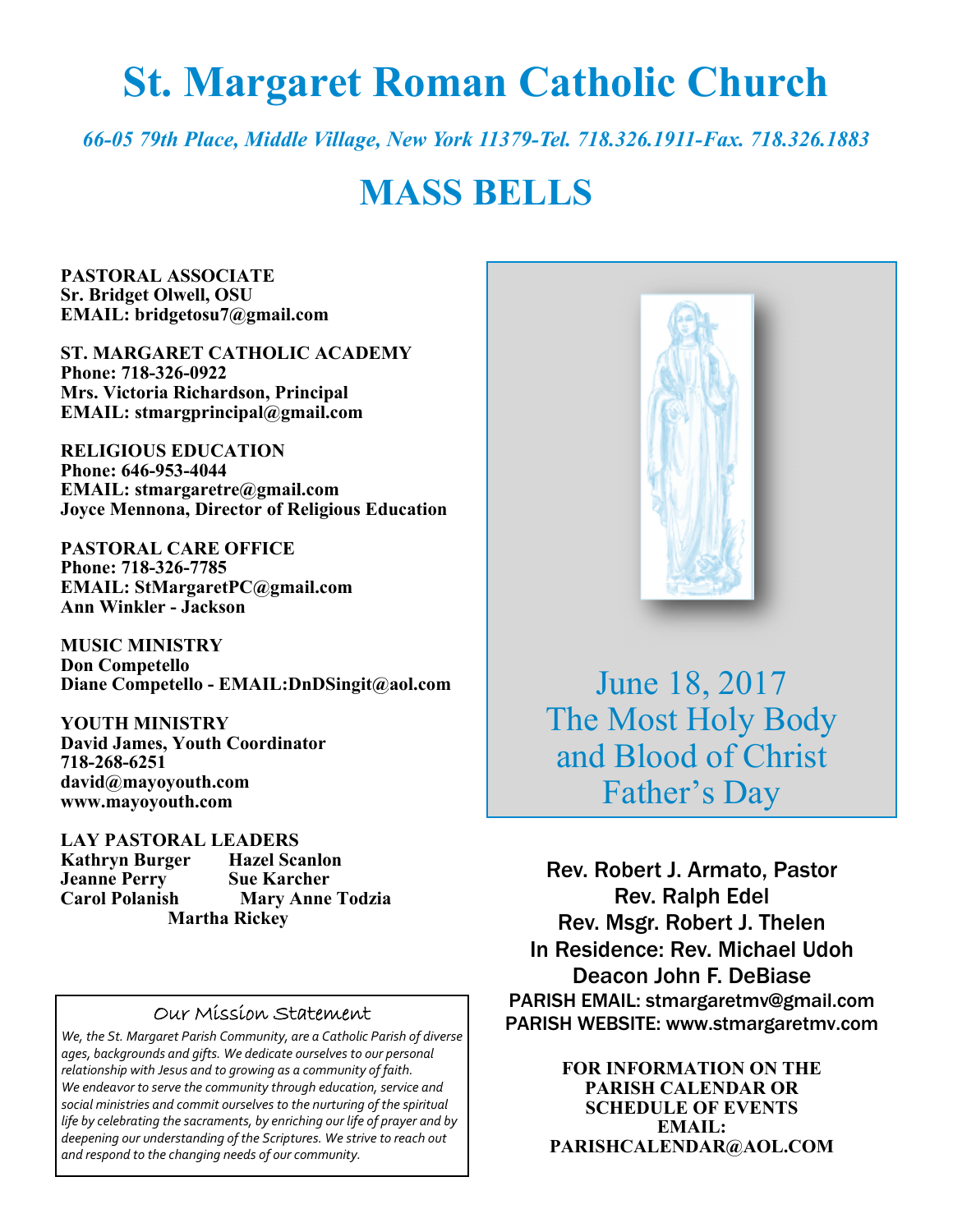# St. Margaret Roman Catholic Church

*66-05 79th Place, Middle Village, New York 11379-Tel. 718.326.1911-Fax. 718.326.1883*

# MASS BELLS

**PASTORAL ASSOCIATE**
**Sr. Bridget Olwell, OSU**
**EMAIL: bridgetosu7@gmail.com**

**ST. MARGARET CATHOLIC ACADEMY**
**Phone: 718-326-0922**
**Mrs. Victoria Richardson, Principal**
**EMAIL: stmargprincipal@gmail.com**

**RELIGIOUS EDUCATION**
**Phone: 646-953-4044**
**EMAIL: stmargaretre@gmail.com**
**Joyce Mennona, Director of Religious Education**

**PASTORAL CARE OFFICE**
**Phone: 718-326-7785**
**EMAIL: StMargaretPC@gmail.com**
**Ann Winkler - Jackson**

**MUSIC MINISTRY**
**Don Competello**
**Diane Competello - EMAIL:DnDSingit@aol.com**

**YOUTH MINISTRY**
**David James, Youth Coordinator**
**718-268-6251**
**david@mayoyouth.com**
**www.mayoyouth.com**

**LAY PASTORAL LEADERS**
**Kathryn Burger** **Hazel Scanlon**
**Jeanne Perry** **Sue Karcher**
**Carol Polanish** **Mary Anne Todzia**
**Martha Rickey**

### Our Mission Statement

*We, the St. Margaret Parish Community, are a Catholic Parish of diverse ages, backgrounds and gifts. We dedicate ourselves to our personal relationship with Jesus and to growing as a community of faith. We endeavor to serve the community through education, service and social ministries and commit ourselves to the nurturing of the spiritual life by celebrating the sacraments, by enriching our life of prayer and by deepening our understanding of the Scriptures. We strive to reach out and respond to the changing needs of our community.*

June 18, 2017
The Most Holy Body and Blood of Christ
Father's Day

Rev. Robert J. Armato, Pastor
Rev. Ralph Edel
Rev. Msgr. Robert J. Thelen
In Residence: Rev. Michael Udoh
Deacon John F. DeBiase
PARISH EMAIL: stmargaretmv@gmail.com
PARISH WEBSITE: www.stmargaretmv.com

**FOR INFORMATION ON THE PARISH CALENDAR OR SCHEDULE OF EVENTS EMAIL: PARISHCALENDAR@AOL.COM**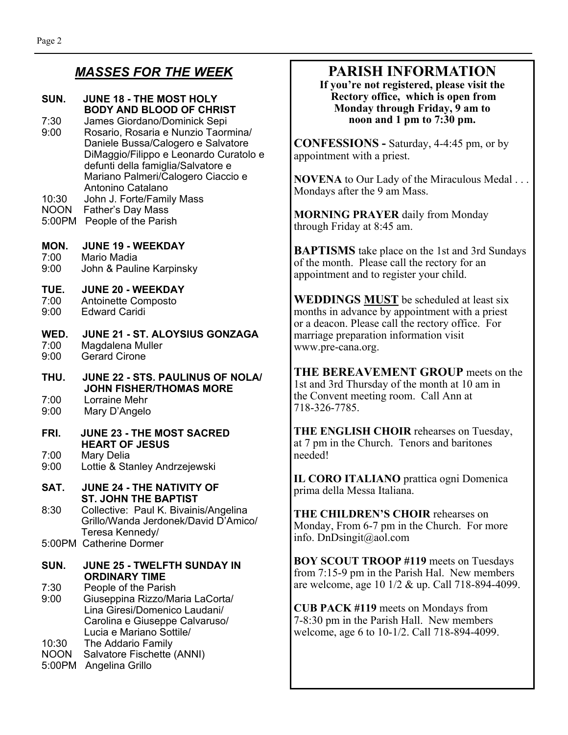## *MASSES FOR THE WEEK*

**SUN. JUNE 18 - THE MOST HOLY BODY AND BLOOD OF CHRIST**

- 7:30 James Giordano/Dominick Sepi
- 9:00 Rosario, Rosaria e Nunzio Taormina/ Daniele Bussa/Calogero e Salvatore DiMaggio/Filippo e Leonardo Curatolo e defunti della famiglia/Salvatore e Mariano Palmeri/Calogero Ciaccio e Antonino Catalano
- 10:30 John J. Forte/Family Mass
- NOON Father's Day Mass
- 5:00PM People of the Parish

**MON. JUNE 19 - WEEKDAY**

- 7:00 Mario Madia
- 9:00 John & Pauline Karpinsky

**TUE. JUNE 20 - WEEKDAY**

- 7:00 Antoinette Composto
- 9:00 Edward Caridi

**WED. JUNE 21 - ST. ALOYSIUS GONZAGA**

- 7:00 Magdalena Muller
- 9:00 Gerard Cirone

**THU. JUNE 22 - STS. PAULINUS OF NOLA/ JOHN FISHER/THOMAS MORE**

- 7:00 Lorraine Mehr
- 9:00 Mary D'Angelo

**FRI. JUNE 23 - THE MOST SACRED HEART OF JESUS**

- 7:00 Mary Delia
- 9:00 Lottie & Stanley Andrzejewski

**SAT. JUNE 24 - THE NATIVITY OF ST. JOHN THE BAPTIST**

- 8:30 Collective: Paul K. Bivainis/Angelina Grillo/Wanda Jerdonek/David D'Amico/ Teresa Kennedy/
- 5:00PM Catherine Dormer

**SUN. JUNE 25 - TWELFTH SUNDAY IN ORDINARY TIME**

- 7:30 People of the Parish
- 9:00 Giuseppina Rizzo/Maria LaCorta/ Lina Giresi/Domenico Laudani/ Carolina e Giuseppe Calvaruso/ Lucia e Mariano Sottile/
- 10:30 The Addario Family
- NOON Salvatore Fischette (ANNI)
- 5:00PM Angelina Grillo

## PARISH INFORMATION

**If you're not registered, please visit the Rectory office, which is open from Monday through Friday, 9 am to noon and 1 pm to 7:30 pm.**

**CONFESSIONS -** Saturday, 4-4:45 pm, or by appointment with a priest.

**NOVENA** to Our Lady of the Miraculous Medal . . . Mondays after the 9 am Mass.

**MORNING PRAYER** daily from Monday through Friday at 8:45 am.

**BAPTISMS** take place on the 1st and 3rd Sundays of the month. Please call the rectory for an appointment and to register your child.

**WEDDINGS MUST** be scheduled at least six months in advance by appointment with a priest or a deacon. Please call the rectory office. For marriage preparation information visit www.pre-cana.org.

**THE BEREAVEMENT GROUP** meets on the 1st and 3rd Thursday of the month at 10 am in the Convent meeting room. Call Ann at 718-326-7785.

**THE ENGLISH CHOIR** rehearses on Tuesday, at 7 pm in the Church. Tenors and baritones needed!

**IL CORO ITALIANO** prattica ogni Domenica prima della Messa Italiana.

**THE CHILDREN'S CHOIR** rehearses on Monday, From 6-7 pm in the Church. For more info. DnDsingit@aol.com

**BOY SCOUT TROOP #119** meets on Tuesdays from 7:15-9 pm in the Parish Hal. New members are welcome, age 10 1/2 & up. Call 718-894-4099.

**CUB PACK #119** meets on Mondays from 7-8:30 pm in the Parish Hall. New members welcome, age 6 to 10-1/2. Call 718-894-4099.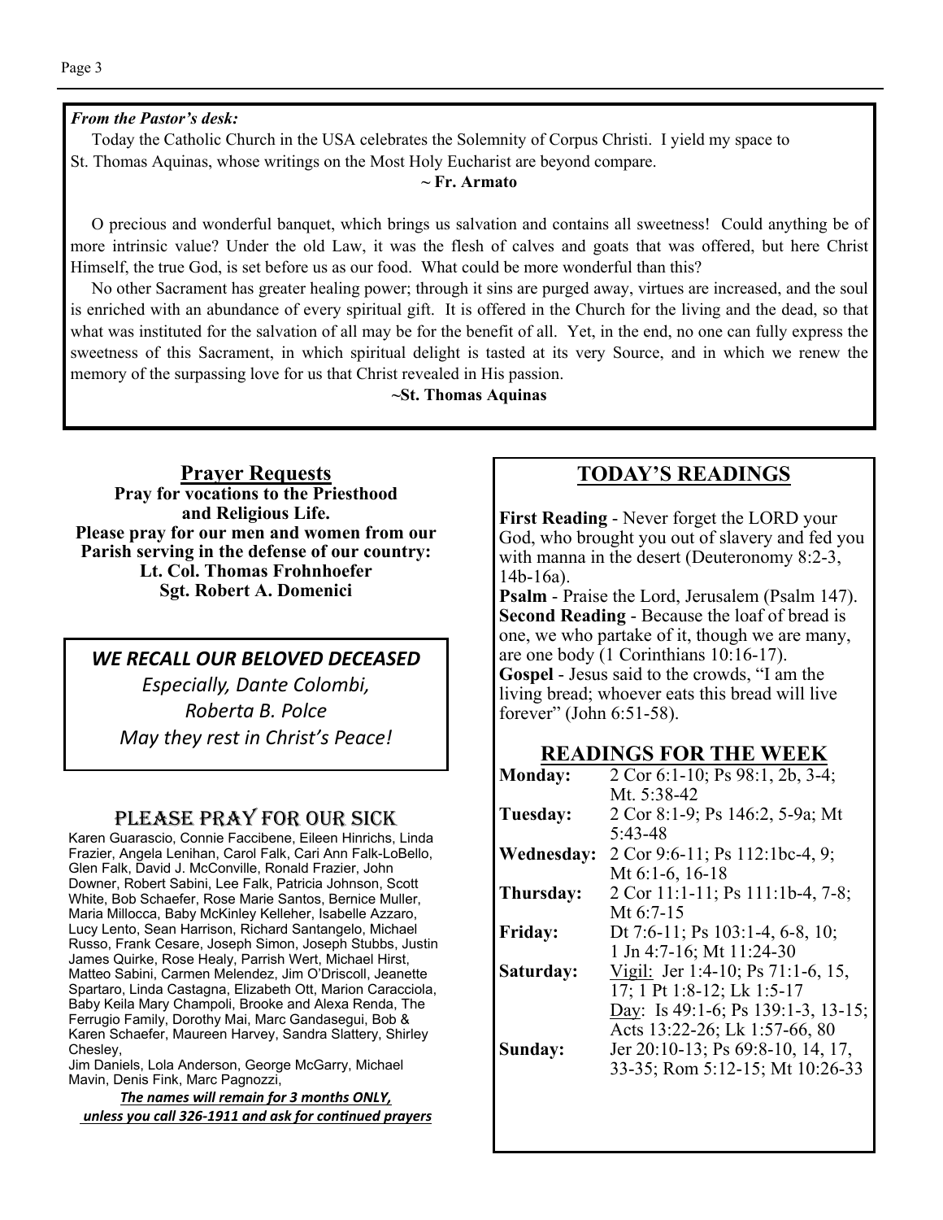*From the Pastor's desk:*

Today the Catholic Church in the USA celebrates the Solemnity of Corpus Christi. I yield my space to St. Thomas Aquinas, whose writings on the Most Holy Eucharist are beyond compare.

**~ Fr. Armato**

O precious and wonderful banquet, which brings us salvation and contains all sweetness! Could anything be of more intrinsic value? Under the old Law, it was the flesh of calves and goats that was offered, but here Christ Himself, the true God, is set before us as our food. What could be more wonderful than this?

No other Sacrament has greater healing power; through it sins are purged away, virtues are increased, and the soul is enriched with an abundance of every spiritual gift. It is offered in the Church for the living and the dead, so that what was instituted for the salvation of all may be for the benefit of all. Yet, in the end, no one can fully express the sweetness of this Sacrament, in which spiritual delight is tasted at its very Source, and in which we renew the memory of the surpassing love for us that Christ revealed in His passion.

**~St. Thomas Aquinas**

## Prayer Requests

**Pray for vocations to the Priesthood and Religious Life.**

**Please pray for our men and women from our Parish serving in the defense of our country:**
**Lt. Col. Thomas Frohnhoefer**
**Sgt. Robert A. Domenici**

### *WE RECALL OUR BELOVED DECEASED*

*Especially, Dante Colombi,*
*Roberta B. Polce*
*May they rest in Christ's Peace!*

## Please Pray for Our Sick

Karen Guarascio, Connie Faccibene, Eileen Hinrichs, Linda Frazier, Angela Lenihan, Carol Falk, Cari Ann Falk-LoBello, Glen Falk, David J. McConville, Ronald Frazier, John Downer, Robert Sabini, Lee Falk, Patricia Johnson, Scott White, Bob Schaefer, Rose Marie Santos, Bernice Muller, Maria Millocca, Baby McKinley Kelleher, Isabelle Azzaro, Lucy Lento, Sean Harrison, Richard Santangelo, Michael Russo, Frank Cesare, Joseph Simon, Joseph Stubbs, Justin James Quirke, Rose Healy, Parrish Wert, Michael Hirst, Matteo Sabini, Carmen Melendez, Jim O'Driscoll, Jeanette Spartaro, Linda Castagna, Elizabeth Ott, Marion Caracciola, Baby Keila Mary Champoli, Brooke and Alexa Renda, The Ferrugio Family, Dorothy Mai, Marc Gandasegui, Bob & Karen Schaefer, Maureen Harvey, Sandra Slattery, Shirley Chesley,
Jim Daniels, Lola Anderson, George McGarry, Michael Mavin, Denis Fink, Marc Pagnozzi,

***The names will remain for 3 months ONLY, unless you call 326-1911 and ask for continued prayers***

## TODAY'S READINGS

**First Reading** - Never forget the LORD your God, who brought you out of slavery and fed you with manna in the desert (Deuteronomy 8:2-3, 14b-16a).
**Psalm** - Praise the Lord, Jerusalem (Psalm 147).
**Second Reading** - Because the loaf of bread is one, we who partake of it, though we are many, are one body (1 Corinthians 10:16-17).
**Gospel** - Jesus said to the crowds, "I am the living bread; whoever eats this bread will live forever" (John 6:51-58).

## READINGS FOR THE WEEK

| | |
|---|---|
| **Monday:** | 2 Cor 6:1-10; Ps 98:1, 2b, 3-4; Mt. 5:38-42 |
| **Tuesday:** | 2 Cor 8:1-9; Ps 146:2, 5-9a; Mt 5:43-48 |
| **Wednesday:** | 2 Cor 9:6-11; Ps 112:1bc-4, 9; Mt 6:1-6, 16-18 |
| **Thursday:** | 2 Cor 11:1-11; Ps 111:1b-4, 7-8; Mt 6:7-15 |
| **Friday:** | Dt 7:6-11; Ps 103:1-4, 6-8, 10; 1 Jn 4:7-16; Mt 11:24-30 |
| **Saturday:** | Vigil: Jer 1:4-10; Ps 71:1-6, 15, 17; 1 Pt 1:8-12; Lk 1:5-17<br>Day: Is 49:1-6; Ps 139:1-3, 13-15; Acts 13:22-26; Lk 1:57-66, 80 |
| **Sunday:** | Jer 20:10-13; Ps 69:8-10, 14, 17, 33-35; Rom 5:12-15; Mt 10:26-33 |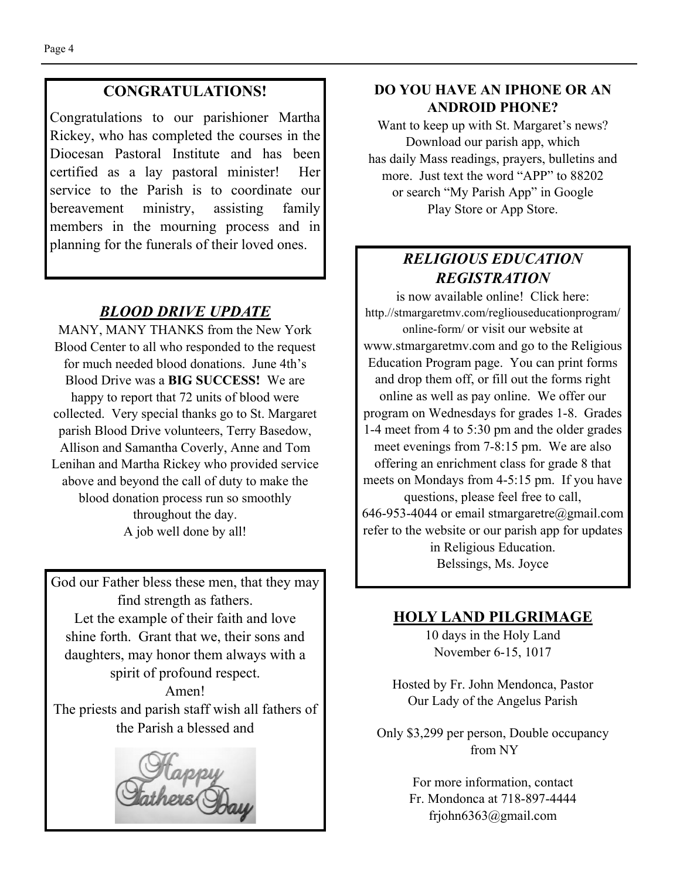## CONGRATULATIONS!

Congratulations to our parishioner Martha Rickey, who has completed the courses in the Diocesan Pastoral Institute and has been certified as a lay pastoral minister! Her service to the Parish is to coordinate our bereavement ministry, assisting family members in the mourning process and in planning for the funerals of their loved ones.

## ***BLOOD DRIVE UPDATE***

MANY, MANY THANKS from the New York Blood Center to all who responded to the request for much needed blood donations. June 4th's Blood Drive was a **BIG SUCCESS!** We are happy to report that 72 units of blood were collected. Very special thanks go to St. Margaret parish Blood Drive volunteers, Terry Basedow, Allison and Samantha Coverly, Anne and Tom Lenihan and Martha Rickey who provided service above and beyond the call of duty to make the blood donation process run so smoothly throughout the day.
A job well done by all!

God our Father bless these men, that they may find strength as fathers.
Let the example of their faith and love shine forth. Grant that we, their sons and daughters, may honor them always with a spirit of profound respect.
Amen!
The priests and parish staff wish all fathers of the Parish a blessed and

Happy Fathers Day

## DO YOU HAVE AN IPHONE OR AN ANDROID PHONE?

Want to keep up with St. Margaret's news? Download our parish app, which has daily Mass readings, prayers, bulletins and more. Just text the word "APP" to 88202 or search "My Parish App" in Google Play Store or App Store.

## *RELIGIOUS EDUCATION REGISTRATION*

is now available online! Click here: http.//stmargaretmv.com/regliouseducationprogram/online-form/ or visit our website at www.stmargaretmv.com and go to the Religious Education Program page. You can print forms and drop them off, or fill out the forms right online as well as pay online. We offer our program on Wednesdays for grades 1-8. Grades 1-4 meet from 4 to 5:30 pm and the older grades meet evenings from 7-8:15 pm. We are also offering an enrichment class for grade 8 that meets on Mondays from 4-5:15 pm. If you have questions, please feel free to call, 646-953-4044 or email stmargaretre@gmail.com refer to the website or our parish app for updates in Religious Education.
Belssings, Ms. Joyce

## HOLY LAND PILGRIMAGE

10 days in the Holy Land
November 6-15, 1017

Hosted by Fr. John Mendonca, Pastor
Our Lady of the Angelus Parish

Only $3,299 per person, Double occupancy from NY

For more information, contact
Fr. Mondonca at 718-897-4444
frjohn6363@gmail.com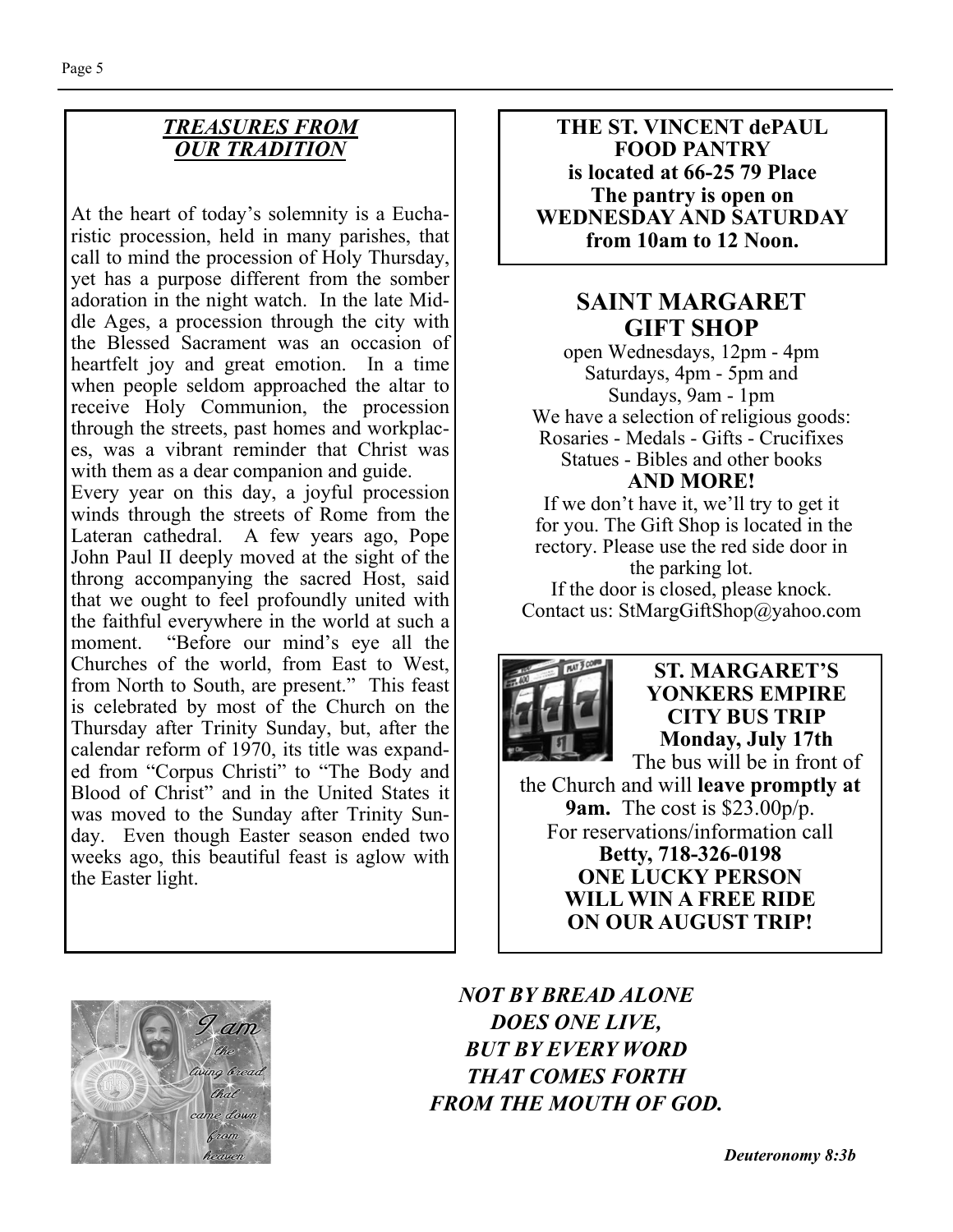## *TREASURES FROM OUR TRADITION*

At the heart of today's solemnity is a Eucharistic procession, held in many parishes, that call to mind the procession of Holy Thursday, yet has a purpose different from the somber adoration in the night watch. In the late Middle Ages, a procession through the city with the Blessed Sacrament was an occasion of heartfelt joy and great emotion. In a time when people seldom approached the altar to receive Holy Communion, the procession through the streets, past homes and workplaces, was a vibrant reminder that Christ was with them as a dear companion and guide.

Every year on this day, a joyful procession winds through the streets of Rome from the Lateran cathedral. A few years ago, Pope John Paul II deeply moved at the sight of the throng accompanying the sacred Host, said that we ought to feel profoundly united with the faithful everywhere in the world at such a moment. "Before our mind's eye all the Churches of the world, from East to West, from North to South, are present." This feast is celebrated by most of the Church on the Thursday after Trinity Sunday, but, after the calendar reform of 1970, its title was expanded from "Corpus Christi" to "The Body and Blood of Christ" and in the United States it was moved to the Sunday after Trinity Sunday. Even though Easter season ended two weeks ago, this beautiful feast is aglow with the Easter light.

**THE ST. VINCENT dePAUL FOOD PANTRY**
**is located at 66-25 79 Place**
**The pantry is open on WEDNESDAY AND SATURDAY from 10am to 12 Noon.**

## SAINT MARGARET GIFT SHOP

open Wednesdays, 12pm - 4pm
Saturdays, 4pm - 5pm and
Sundays, 9am - 1pm
We have a selection of religious goods:
Rosaries - Medals - Gifts - Crucifixes
Statues - Bibles and other books
**AND MORE!**
If we don't have it, we'll try to get it for you. The Gift Shop is located in the rectory. Please use the red side door in the parking lot.
If the door is closed, please knock.
Contact us: StMargGiftShop@yahoo.com

**ST. MARGARET'S YONKERS EMPIRE CITY BUS TRIP**
**Monday, July 17th**
The bus will be in front of the Church and will **leave promptly at 9am.** The cost is $23.00p/p.
For reservations/information call
**Betty, 718-326-0198**
**ONE LUCKY PERSON WILL WIN A FREE RIDE ON OUR AUGUST TRIP!**

I am the living bread that came down from heaven

***NOT BY BREAD ALONE***
***DOES ONE LIVE,***
***BUT BY EVERY WORD***
***THAT COMES FORTH***
***FROM THE MOUTH OF GOD.***

***Deuteronomy 8:3b***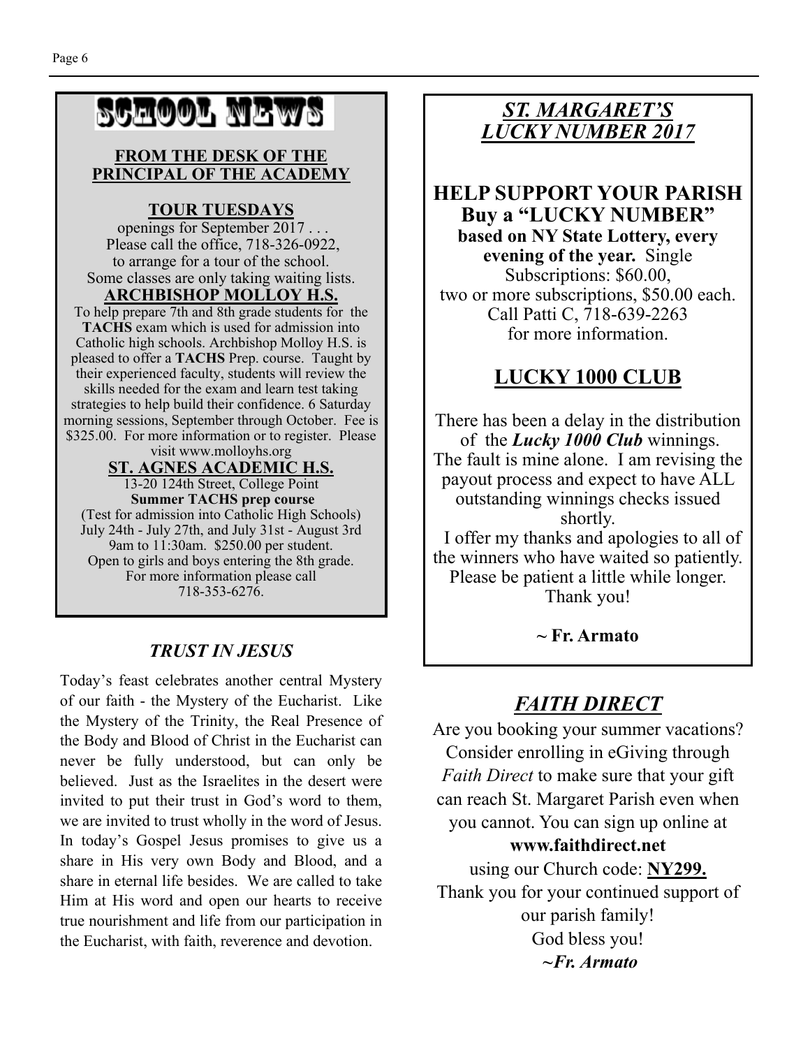## SCHOOL NEWS

### FROM THE DESK OF THE PRINCIPAL OF THE ACADEMY

### TOUR TUESDAYS

openings for September 2017 . . .
Please call the office, 718-326-0922,
to arrange for a tour of the school.
Some classes are only taking waiting lists.

### ARCHBISHOP MOLLOY H.S.

To help prepare 7th and 8th grade students for the **TACHS** exam which is used for admission into Catholic high schools. Archbishop Molloy H.S. is pleased to offer a **TACHS** Prep. course. Taught by their experienced faculty, students will review the skills needed for the exam and learn test taking strategies to help build their confidence. 6 Saturday morning sessions, September through October. Fee is $325.00. For more information or to register. Please visit www.molloyhs.org

### ST. AGNES ACADEMIC H.S.

13-20 124th Street, College Point
**Summer TACHS prep course**
(Test for admission into Catholic High Schools)
July 24th - July 27th, and July 31st - August 3rd
9am to 11:30am. $250.00 per student.
Open to girls and boys entering the 8th grade.
For more information please call
718-353-6276.

### *TRUST IN JESUS*

Today's feast celebrates another central Mystery of our faith - the Mystery of the Eucharist. Like the Mystery of the Trinity, the Real Presence of the Body and Blood of Christ in the Eucharist can never be fully understood, but can only be believed. Just as the Israelites in the desert were invited to put their trust in God's word to them, we are invited to trust wholly in the word of Jesus. In today's Gospel Jesus promises to give us a share in His very own Body and Blood, and a share in eternal life besides. We are called to take Him at His word and open our hearts to receive true nourishment and life from our participation in the Eucharist, with faith, reverence and devotion.

## *ST. MARGARET'S LUCKY NUMBER 2017*

### HELP SUPPORT YOUR PARISH Buy a "LUCKY NUMBER"

**based on NY State Lottery, every evening of the year.** Single Subscriptions: $60.00,
two or more subscriptions, $50.00 each.
Call Patti C, 718-639-2263
for more information.

### LUCKY 1000 CLUB

There has been a delay in the distribution of the ***Lucky 1000 Club*** winnings. The fault is mine alone. I am revising the payout process and expect to have ALL outstanding winnings checks issued shortly.

I offer my thanks and apologies to all of the winners who have waited so patiently. Please be patient a little while longer. Thank you!

**~ Fr. Armato**

## *FAITH DIRECT*

Are you booking your summer vacations? Consider enrolling in eGiving through *Faith Direct* to make sure that your gift can reach St. Margaret Parish even when you cannot. You can sign up online at
**www.faithdirect.net**
using our Church code: **NY299.**
Thank you for your continued support of our parish family!
God bless you!
***~Fr. Armato***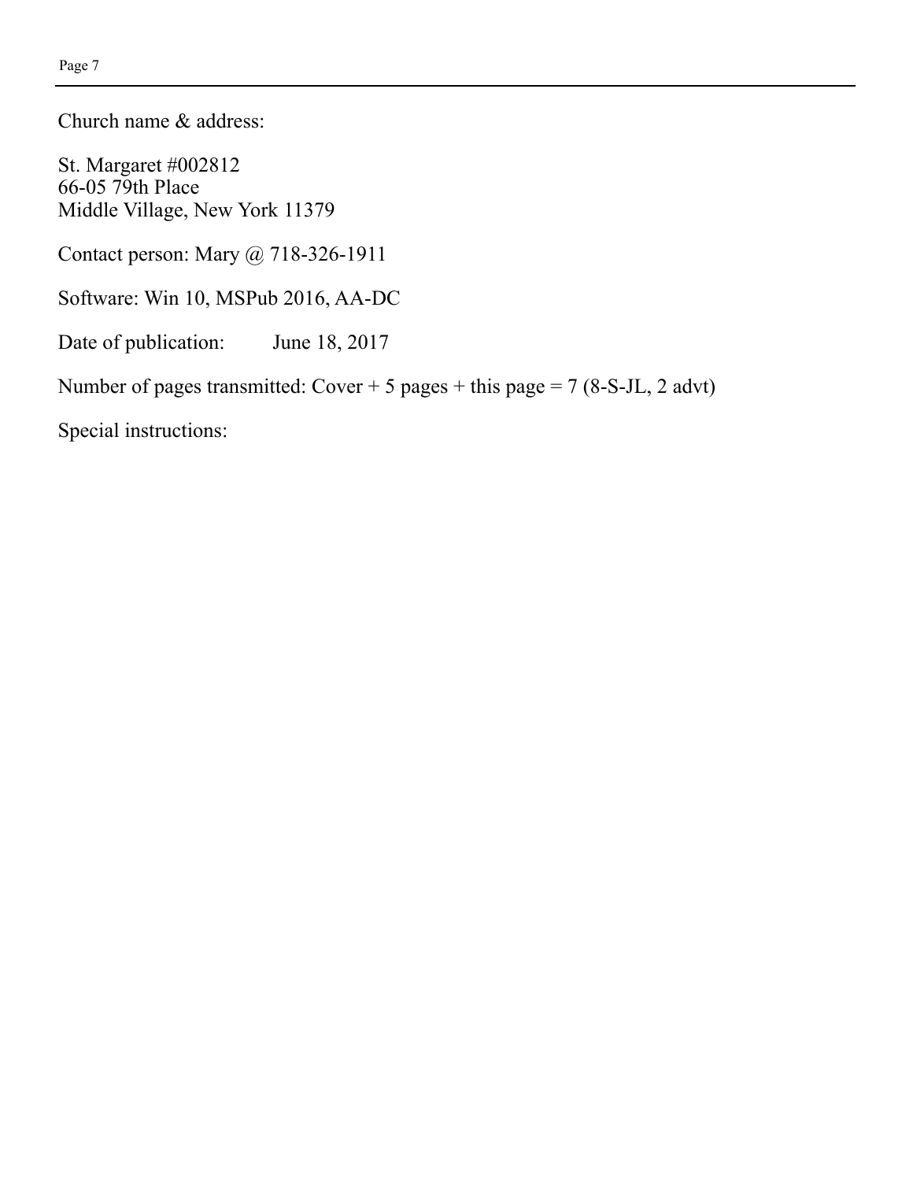Church name & address:

St. Margaret #002812
66-05 79th Place
Middle Village, New York 11379

Contact person: Mary @ 718-326-1911

Software: Win 10, MSPub 2016, AA-DC

Date of publication: June 18, 2017

Number of pages transmitted: Cover + 5 pages + this page = 7 (8-S-JL, 2 advt)

Special instructions: